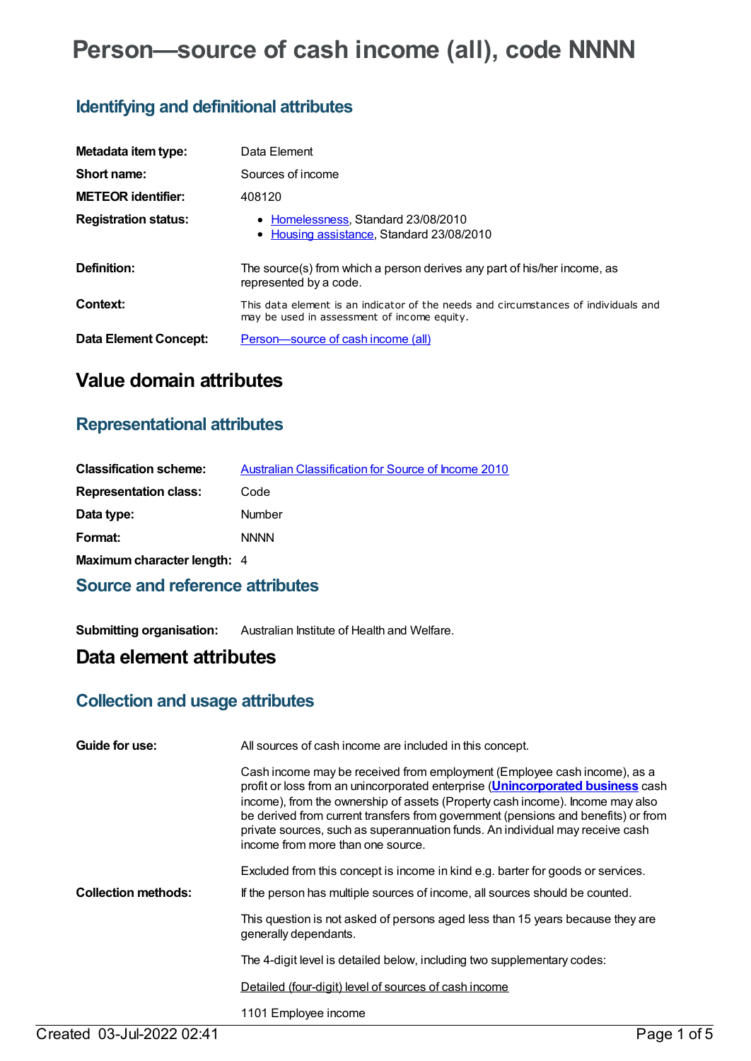# Person—source of cash income (all), code NNNN

## Identifying and definitional attributes

| | |
|---|---|
| **Metadata item type:** | Data Element |
| **Short name:** | Sources of income |
| **METEOR identifier:** | 408120 |
| **Registration status:** | • Homelessness, Standard 23/08/2010<br>• Housing assistance, Standard 23/08/2010 |
| **Definition:** | The source(s) from which a person derives any part of his/her income, as represented by a code. |
| **Context:** | This data element is an indicator of the needs and circumstances of individuals and may be used in assessment of income equity. |
| **Data Element Concept:** | Person—source of cash income (all) |

# Value domain attributes

## Representational attributes

| | |
|---|---|
| **Classification scheme:** | Australian Classification for Source of Income 2010 |
| **Representation class:** | Code |
| **Data type:** | Number |
| **Format:** | NNNN |
| **Maximum character length:** | 4 |

## Source and reference attributes

**Submitting organisation:** Australian Institute of Health and Welfare.

# Data element attributes

## Collection and usage attributes

**Guide for use:**

All sources of cash income are included in this concept.

Cash income may be received from employment (Employee cash income), as a profit or loss from an unincorporated enterprise (**Unincorporated business** cash income), from the ownership of assets (Property cash income). Income may also be derived from current transfers from government (pensions and benefits) or from private sources, such as superannuation funds. An individual may receive cash income from more than one source.

Excluded from this concept is income in kind e.g. barter for goods or services.

**Collection methods:**

If the person has multiple sources of income, all sources should be counted.

This question is not asked of persons aged less than 15 years because they are generally dependants.

The 4-digit level is detailed below, including two supplementary codes:

Detailed (four-digit) level of sources of cash income

1101 Employee income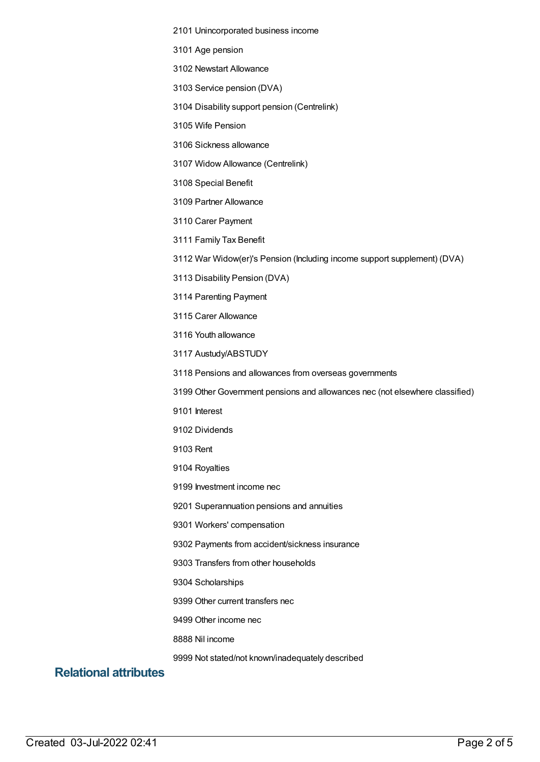2101 Unincorporated business income

3101 Age pension

3102 Newstart Allowance

3103 Service pension (DVA)

3104 Disability support pension (Centrelink)

3105 Wife Pension

3106 Sickness allowance

3107 Widow Allowance (Centrelink)

3108 Special Benefit

3109 Partner Allowance

3110 Carer Payment

3111 Family Tax Benefit

3112 War Widow(er)'s Pension (Including income support supplement) (DVA)

3113 Disability Pension (DVA)

3114 Parenting Payment

3115 Carer Allowance

3116 Youth allowance

3117 Austudy/ABSTUDY

3118 Pensions and allowances from overseas governments

3199 Other Government pensions and allowances nec (not elsewhere classified)

9101 Interest

9102 Dividends

9103 Rent

9104 Royalties

9199 Investment income nec

9201 Superannuation pensions and annuities

9301 Workers' compensation

9302 Payments from accident/sickness insurance

9303 Transfers from other households

9304 Scholarships

9399 Other current transfers nec

9499 Other income nec

8888 Nil income

9999 Not stated/not known/inadequately described

## Relational attributes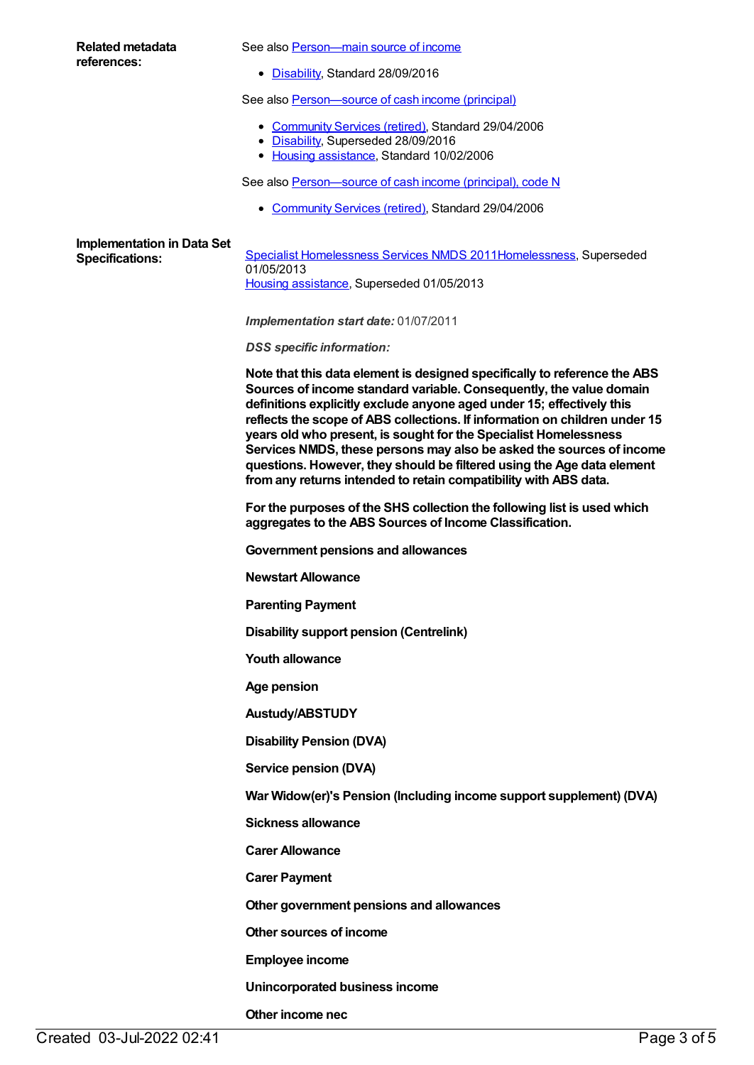**Related metadata references:**

See also Person—main source of income

- Disability, Standard 28/09/2016

See also Person—source of cash income (principal)

- Community Services (retired), Standard 29/04/2006
- Disability, Superseded 28/09/2016
- Housing assistance, Standard 10/02/2006

See also Person—source of cash income (principal), code N

- Community Services (retired), Standard 29/04/2006

**Implementation in Data Set Specifications:**

Specialist Homelessness Services NMDS 2011Homelessness, Superseded 01/05/2013
Housing assistance, Superseded 01/05/2013

*Implementation start date:* 01/07/2011

*DSS specific information:*

**Note that this data element is designed specifically to reference the ABS Sources of income standard variable. Consequently, the value domain definitions explicitly exclude anyone aged under 15; effectively this reflects the scope of ABS collections. If information on children under 15 years old who present, is sought for the Specialist Homelessness Services NMDS, these persons may also be asked the sources of income questions. However, they should be filtered using the Age data element from any returns intended to retain compatibility with ABS data.**

**For the purposes of the SHS collection the following list is used which aggregates to the ABS Sources of Income Classification.**

**Government pensions and allowances**

**Newstart Allowance**

**Parenting Payment**

**Disability support pension (Centrelink)**

**Youth allowance**

**Age pension**

**Austudy/ABSTUDY**

**Disability Pension (DVA)**

**Service pension (DVA)**

**War Widow(er)'s Pension (Including income support supplement) (DVA)**

**Sickness allowance**

**Carer Allowance**

**Carer Payment**

**Other government pensions and allowances**

**Other sources of income**

**Employee income**

**Unincorporated business income**

**Other income nec**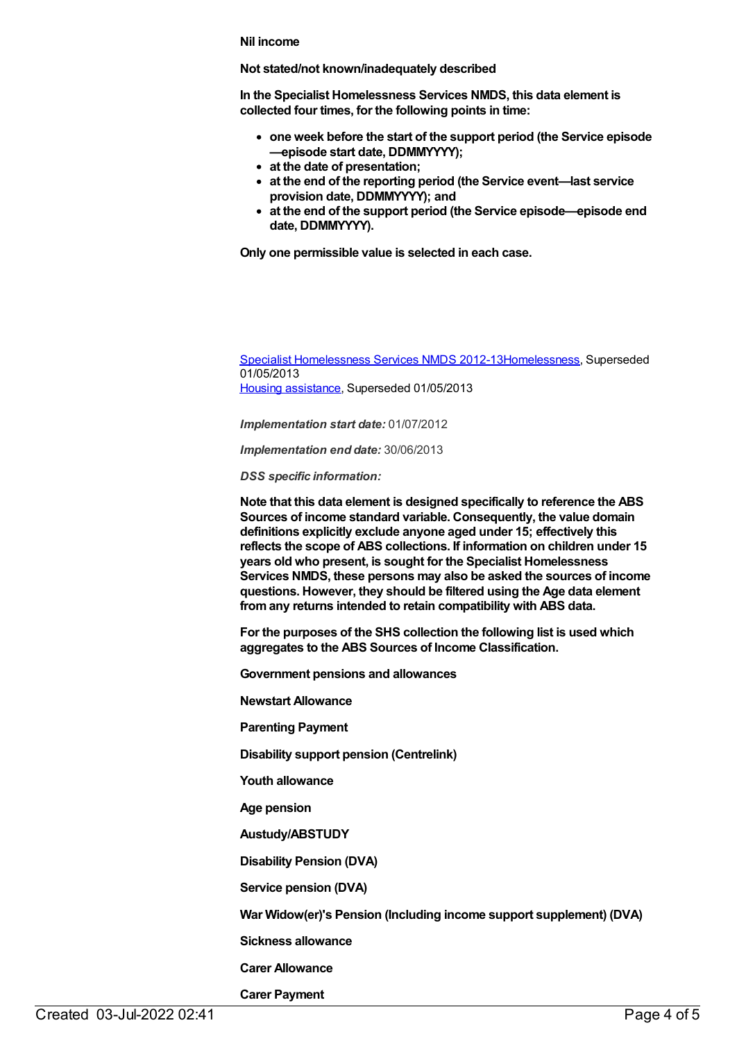**Nil income**

**Not stated/not known/inadequately described**

**In the Specialist Homelessness Services NMDS, this data element is collected four times, for the following points in time:**

- **one week before the start of the support period (the Service episode—episode start date, DDMMYYYY);**
- **at the date of presentation;**
- **at the end of the reporting period (the Service event—last service provision date, DDMMYYYY); and**
- **at the end of the support period (the Service episode—episode end date, DDMMYYYY).**

**Only one permissible value is selected in each case.**

[Specialist Homelessness Services NMDS 2012-13](#)[Homelessness](#), Superseded 01/05/2013
[Housing assistance](#), Superseded 01/05/2013

***Implementation start date:*** 01/07/2012

***Implementation end date:*** 30/06/2013

***DSS specific information:***

**Note that this data element is designed specifically to reference the ABS Sources of income standard variable. Consequently, the value domain definitions explicitly exclude anyone aged under 15; effectively this reflects the scope of ABS collections. If information on children under 15 years old who present, is sought for the Specialist Homelessness Services NMDS, these persons may also be asked the sources of income questions. However, they should be filtered using the Age data element from any returns intended to retain compatibility with ABS data.**

**For the purposes of the SHS collection the following list is used which aggregates to the ABS Sources of Income Classification.**

**Government pensions and allowances**

**Newstart Allowance**

**Parenting Payment**

**Disability support pension (Centrelink)**

**Youth allowance**

**Age pension**

**Austudy/ABSTUDY**

**Disability Pension (DVA)**

**Service pension (DVA)**

**War Widow(er)'s Pension (Including income support supplement) (DVA)**

**Sickness allowance**

**Carer Allowance**

**Carer Payment**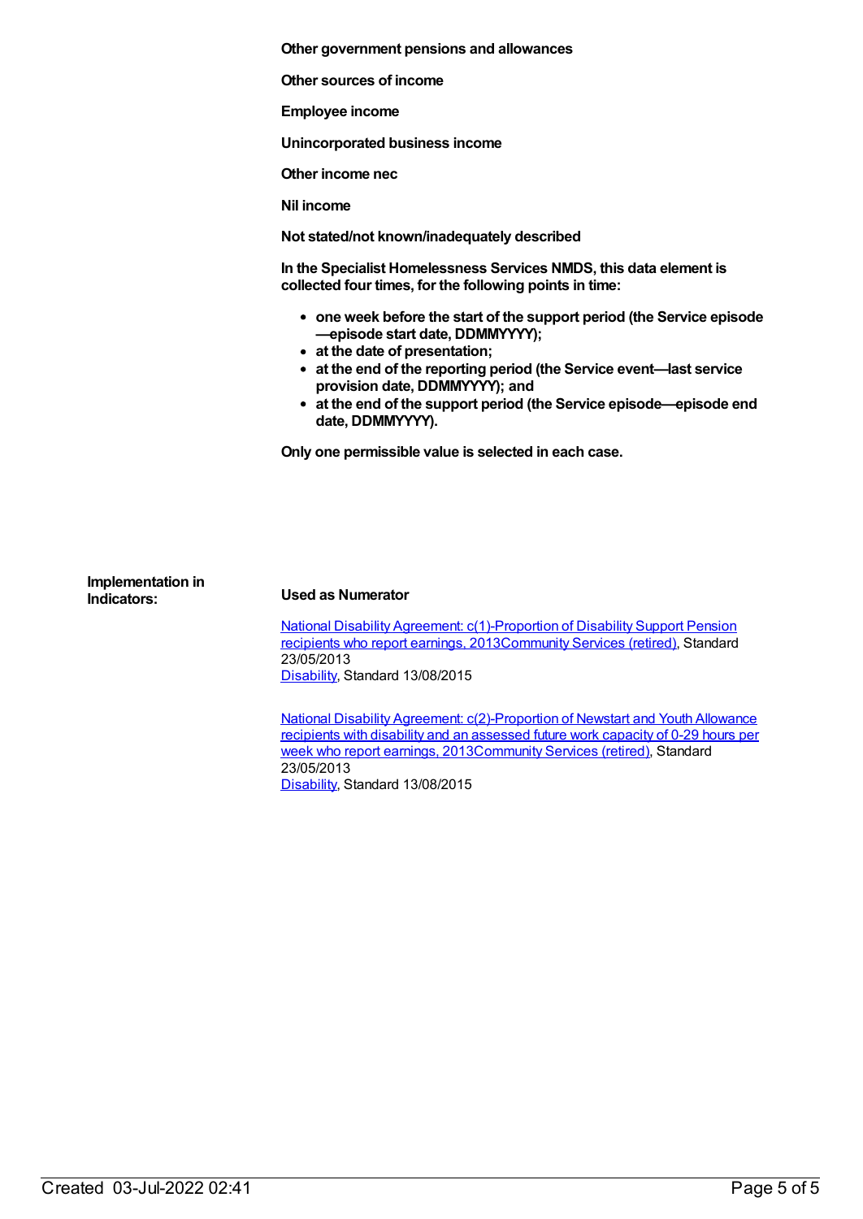**Other government pensions and allowances**

**Other sources of income**

**Employee income**

**Unincorporated business income**

**Other income nec**

**Nil income**

**Not stated/not known/inadequately described**

**In the Specialist Homelessness Services NMDS, this data element is collected four times, for the following points in time:**

- **one week before the start of the support period (the Service episode—episode start date, DDMMYYYY);**
- **at the date of presentation;**
- **at the end of the reporting period (the Service event—last service provision date, DDMMYYYY); and**
- **at the end of the support period (the Service episode—episode end date, DDMMYYYY).**

**Only one permissible value is selected in each case.**

**Implementation in Indicators:**

**Used as Numerator**

National Disability Agreement: c(1)-Proportion of Disability Support Pension recipients who report earnings, 2013Community Services (retired), Standard 23/05/2013
Disability, Standard 13/08/2015

National Disability Agreement: c(2)-Proportion of Newstart and Youth Allowance recipients with disability and an assessed future work capacity of 0-29 hours per week who report earnings, 2013Community Services (retired), Standard 23/05/2013
Disability, Standard 13/08/2015